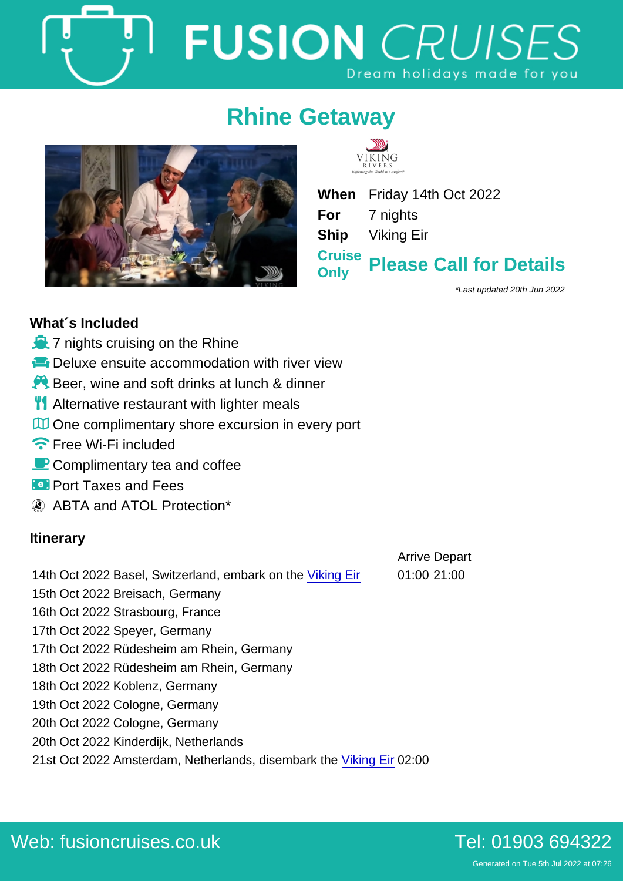# FUSION CRUISES

Dream holidays made for you

## Rhine Getaway

VIKING RIVERS
Exploring the World in Comfort

| | |
|---|---|
| **When** | Friday 14th Oct 2022 |
| **For** | 7 nights |
| **Ship** | Viking Eir |
| **Cruise Only** | **Please Call for Details** |

*\*Last updated 20th Jun 2022*

### What´s Included

- 7 nights cruising on the Rhine
- Deluxe ensuite accommodation with river view
- Beer, wine and soft drinks at lunch & dinner
- Alternative restaurant with lighter meals
- One complimentary shore excursion in every port
- Free Wi-Fi included
- Complimentary tea and coffee
- Port Taxes and Fees
- ABTA and ATOL Protection*

### Itinerary

| | Arrive | Depart |
|---|---|---|
| 14th Oct 2022 Basel, Switzerland, embark on the Viking Eir | 01:00 | 21:00 |
| 15th Oct 2022 Breisach, Germany | | |
| 16th Oct 2022 Strasbourg, France | | |
| 17th Oct 2022 Speyer, Germany | | |
| 17th Oct 2022 Rüdesheim am Rhein, Germany | | |
| 18th Oct 2022 Rüdesheim am Rhein, Germany | | |
| 18th Oct 2022 Koblenz, Germany | | |
| 19th Oct 2022 Cologne, Germany | | |
| 20th Oct 2022 Cologne, Germany | | |
| 20th Oct 2022 Kinderdijk, Netherlands | | |
| 21st Oct 2022 Amsterdam, Netherlands, disembark the Viking Eir | 02:00 | |

Web: fusioncruises.co.uk

Tel: 01903 694322

Generated on Tue 5th Jul 2022 at 07:26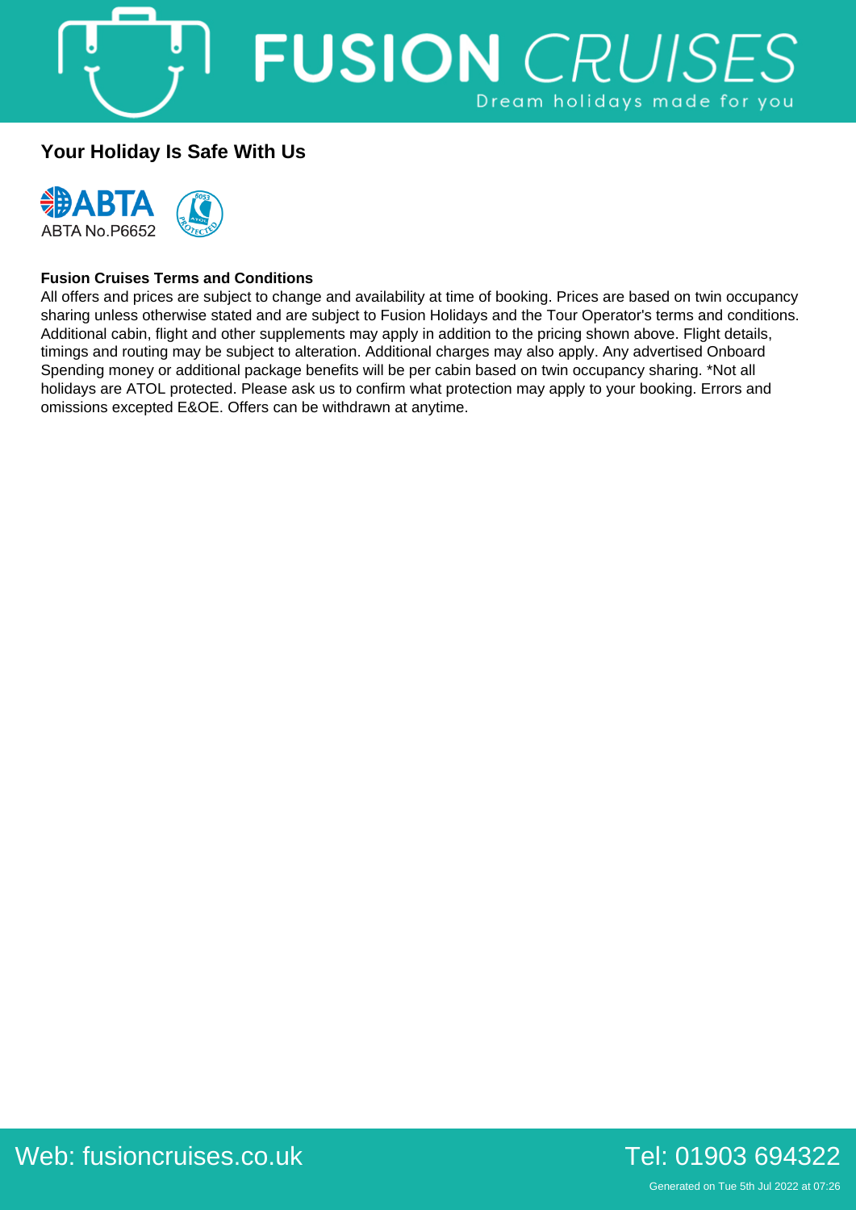## Your Holiday Is Safe With Us

ABTA No.P6652

### Fusion Cruises Terms and Conditions

All offers and prices are subject to change and availability at time of booking. Prices are based on twin occupancy sharing unless otherwise stated and are subject to Fusion Holidays and the Tour Operator's terms and conditions. Additional cabin, flight and other supplements may apply in addition to the pricing shown above. Flight details, timings and routing may be subject to alteration. Additional charges may also apply. Any advertised Onboard Spending money or additional package benefits will be per cabin based on twin occupancy sharing. *Not all holidays are ATOL protected. Please ask us to confirm what protection may apply to your booking. Errors and omissions excepted E&OE. Offers can be withdrawn at anytime.

Web: fusioncruises.co.uk

Tel: 01903 694322

Generated on Tue 5th Jul 2022 at 07:26